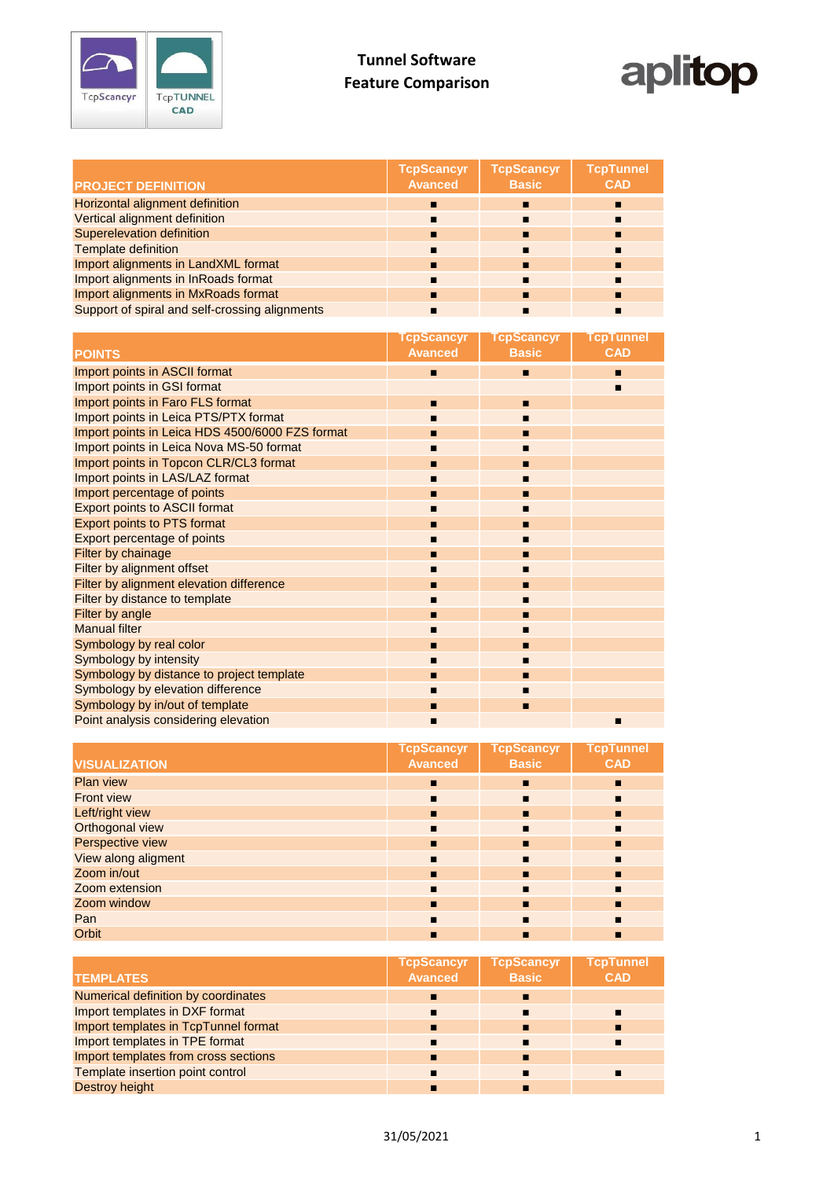# Tunnel Software
# Feature Comparison

aplitop

| PROJECT DEFINITION | TcpScancyr Avanced | TcpScancyr Basic | TcpTunnel CAD |
|---|---|---|---|
| Horizontal alignment definition | ■ | ■ | ■ |
| Vertical alignment definition | ■ | ■ | ■ |
| Superelevation definition | ■ | ■ | ■ |
| Template definition | ■ | ■ | ■ |
| Import alignments in LandXML format | ■ | ■ | ■ |
| Import alignments in InRoads format | ■ | ■ | ■ |
| Import alignments in MxRoads format | ■ | ■ | ■ |
| Support of spiral and self-crossing alignments | ■ | ■ | ■ |

| POINTS | TcpScancyr Avanced | TcpScancyr Basic | TcpTunnel CAD |
|---|---|---|---|
| Import points in ASCII format | ■ | ■ | ■ |
| Import points in GSI format | | | ■ |
| Import points in Faro FLS format | ■ | ■ | |
| Import points in Leica PTS/PTX format | ■ | ■ | |
| Import points in Leica HDS 4500/6000 FZS format | ■ | ■ | |
| Import points in Leica Nova MS-50 format | ■ | ■ | |
| Import points in Topcon CLR/CL3 format | ■ | ■ | |
| Import points in LAS/LAZ format | ■ | ■ | |
| Import percentage of points | ■ | ■ | |
| Export points to ASCII format | ■ | ■ | |
| Export points to PTS format | ■ | ■ | |
| Export percentage of points | ■ | ■ | |
| Filter by chainage | ■ | ■ | |
| Filter by alignment offset | ■ | ■ | |
| Filter by alignment elevation difference | ■ | ■ | |
| Filter by distance to template | ■ | ■ | |
| Filter by angle | ■ | ■ | |
| Manual filter | ■ | ■ | |
| Symbology by real color | ■ | ■ | |
| Symbology by intensity | ■ | ■ | |
| Symbology by distance to project template | ■ | ■ | |
| Symbology by elevation difference | ■ | ■ | |
| Symbology by in/out of template | ■ | ■ | |
| Point analysis considering elevation | ■ | | ■ |

| VISUALIZATION | TcpScancyr Avanced | TcpScancyr Basic | TcpTunnel CAD |
|---|---|---|---|
| Plan view | ■ | ■ | ■ |
| Front view | ■ | ■ | ■ |
| Left/right view | ■ | ■ | ■ |
| Orthogonal view | ■ | ■ | ■ |
| Perspective view | ■ | ■ | ■ |
| View along aligment | ■ | ■ | ■ |
| Zoom in/out | ■ | ■ | ■ |
| Zoom extension | ■ | ■ | ■ |
| Zoom window | ■ | ■ | ■ |
| Pan | ■ | ■ | ■ |
| Orbit | ■ | ■ | ■ |

| TEMPLATES | TcpScancyr Avanced | TcpScancyr Basic | TcpTunnel CAD |
|---|---|---|---|
| Numerical definition by coordinates | ■ | ■ | |
| Import templates in DXF format | ■ | ■ | ■ |
| Import templates in TcpTunnel format | ■ | ■ | ■ |
| Import templates in TPE format | ■ | ■ | ■ |
| Import templates from cross sections | ■ | ■ | |
| Template insertion point control | ■ | ■ | ■ |
| Destroy height | ■ | ■ | |

31/05/2021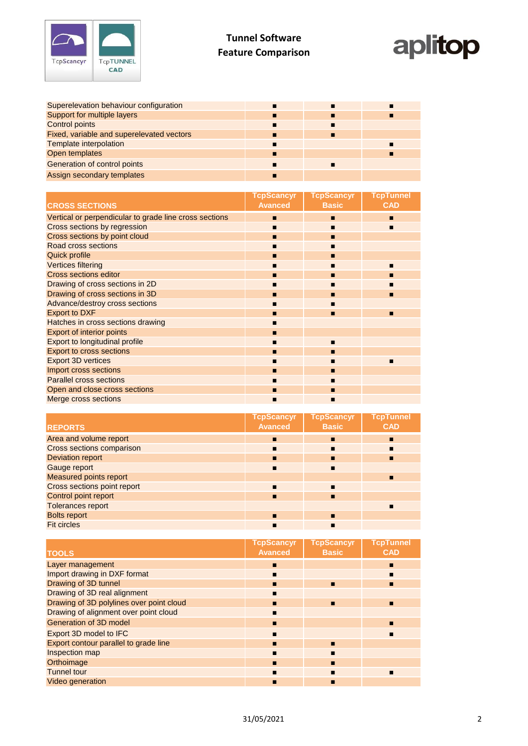TcpScancyr TcpTUNNEL CAD

# Tunnel Software
# Feature Comparison

aplitop

| | | | |
|---|---|---|---|
| Superelevation behaviour configuration | ■ | ■ | ■ |
| Support for multiple layers | ■ | ■ | ■ |
| Control points | ■ | ■ | |
| Fixed, variable and superelevated vectors | ■ | ■ | |
| Template interpolation | ■ | | ■ |
| Open templates | ■ | | ■ |
| Generation of control points | ■ | ■ | |
| Assign secondary templates | ■ | | |

| CROSS SECTIONS | TcpScancyr Avanced | TcpScancyr Basic | TcpTunnel CAD |
|---|---|---|---|
| Vertical or perpendicular to grade line cross sections | ■ | ■ | ■ |
| Cross sections by regression | ■ | ■ | ■ |
| Cross sections by point cloud | ■ | ■ | |
| Road cross sections | ■ | ■ | |
| Quick profile | ■ | ■ | |
| Vertices filtering | ■ | ■ | ■ |
| Cross sections editor | ■ | ■ | ■ |
| Drawing of cross sections in 2D | ■ | ■ | ■ |
| Drawing of cross sections in 3D | ■ | ■ | ■ |
| Advance/destroy cross sections | ■ | ■ | |
| Export to DXF | ■ | ■ | ■ |
| Hatches in cross sections drawing | ■ | | |
| Export of interior points | ■ | | |
| Export to longitudinal profile | ■ | ■ | |
| Export to cross sections | ■ | ■ | |
| Export 3D vertices | ■ | ■ | ■ |
| Import cross sections | ■ | ■ | |
| Parallel cross sections | ■ | ■ | |
| Open and close cross sections | ■ | ■ | |
| Merge cross sections | ■ | ■ | |

| REPORTS | TcpScancyr Avanced | TcpScancyr Basic | TcpTunnel CAD |
|---|---|---|---|
| Area and volume report | ■ | ■ | ■ |
| Cross sections comparison | ■ | ■ | ■ |
| Deviation report | ■ | ■ | ■ |
| Gauge report | ■ | ■ | |
| Measured points report | | | ■ |
| Cross sections point report | ■ | ■ | |
| Control point report | ■ | ■ | |
| Tolerances report | | | ■ |
| Bolts report | ■ | ■ | |
| Fit circles | ■ | ■ | |

| TOOLS | TcpScancyr Avanced | TcpScancyr Basic | TcpTunnel CAD |
|---|---|---|---|
| Layer management | ■ | | ■ |
| Import drawing in DXF format | ■ | | ■ |
| Drawing of 3D tunnel | ■ | ■ | ■ |
| Drawing of 3D real alignment | ■ | | |
| Drawing of 3D polylines over point cloud | ■ | ■ | ■ |
| Drawing of alignment over point cloud | ■ | | |
| Generation of 3D model | ■ | | ■ |
| Export 3D model to IFC | ■ | | ■ |
| Export contour parallel to grade line | ■ | ■ | |
| Inspection map | ■ | ■ | |
| Orthoimage | ■ | ■ | |
| Tunnel tour | ■ | ■ | ■ |
| Video generation | ■ | ■ | |

31/05/2021